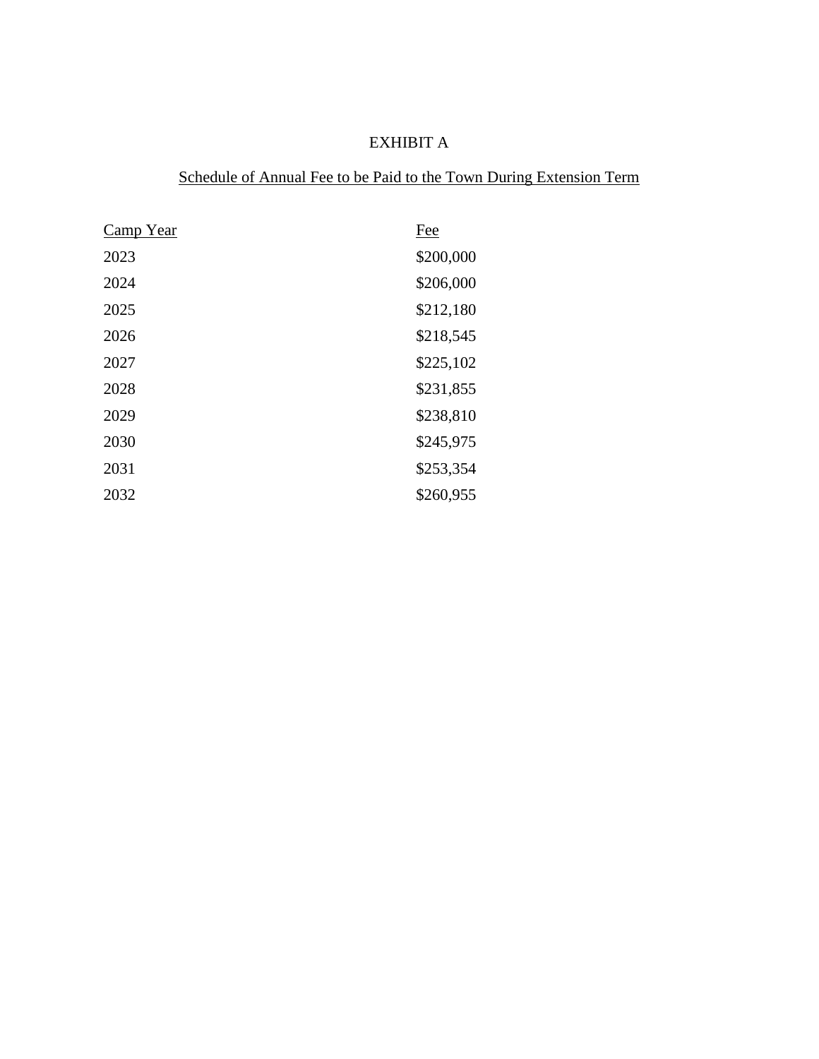# EXHIBIT A

## Schedule of Annual Fee to be Paid to the Town During Extension Term

| Camp Year | Fee |
| --- | --- |
| 2023 | $200,000 |
| 2024 | $206,000 |
| 2025 | $212,180 |
| 2026 | $218,545 |
| 2027 | $225,102 |
| 2028 | $231,855 |
| 2029 | $238,810 |
| 2030 | $245,975 |
| 2031 | $253,354 |
| 2032 | $260,955 |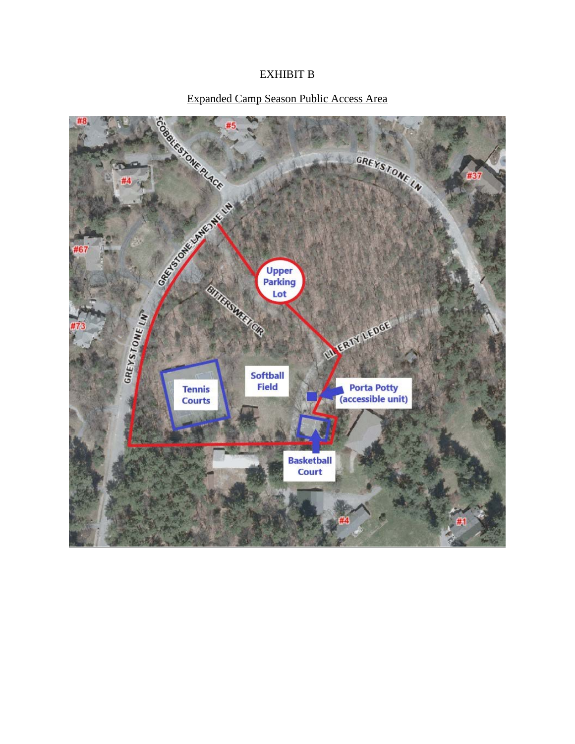EXHIBIT B

Expanded Camp Season Public Access Area

#8

#5

#4

#37

#67

#73

COBBLESTONE PLACE

GREYSTONE LN

GREYSTONE LANE NE LN

Upper Parking Lot

BITTERSWEET CIR

LIBERTY LEDGE

GREYSTONE LN

Tennis Courts

Softball Field

Porta Potty (accessible unit)

Basketball Court

#4

#1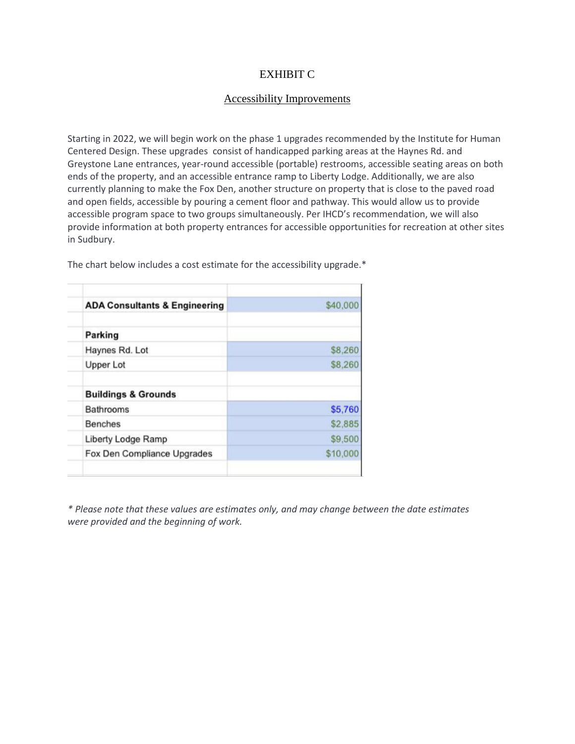# EXHIBIT C

## Accessibility Improvements

Starting in 2022, we will begin work on the phase 1 upgrades recommended by the Institute for Human Centered Design. These upgrades consist of handicapped parking areas at the Haynes Rd. and Greystone Lane entrances, year-round accessible (portable) restrooms, accessible seating areas on both ends of the property, and an accessible entrance ramp to Liberty Lodge. Additionally, we are also currently planning to make the Fox Den, another structure on property that is close to the paved road and open fields, accessible by pouring a cement floor and pathway. This would allow us to provide accessible program space to two groups simultaneously. Per IHCD's recommendation, we will also provide information at both property entrances for accessible opportunities for recreation at other sites in Sudbury.

The chart below includes a cost estimate for the accessibility upgrade.*

| | |
|---|---|
| **ADA Consultants & Engineering** | $40,000 |
| | |
| **Parking** | |
| Haynes Rd. Lot | $8,260 |
| Upper Lot | $8,260 |
| | |
| **Buildings & Grounds** | |
| Bathrooms | $5,760 |
| Benches | $2,885 |
| Liberty Lodge Ramp | $9,500 |
| Fox Den Compliance Upgrades | $10,000 |

*\* Please note that these values are estimates only, and may change between the date estimates were provided and the beginning of work.*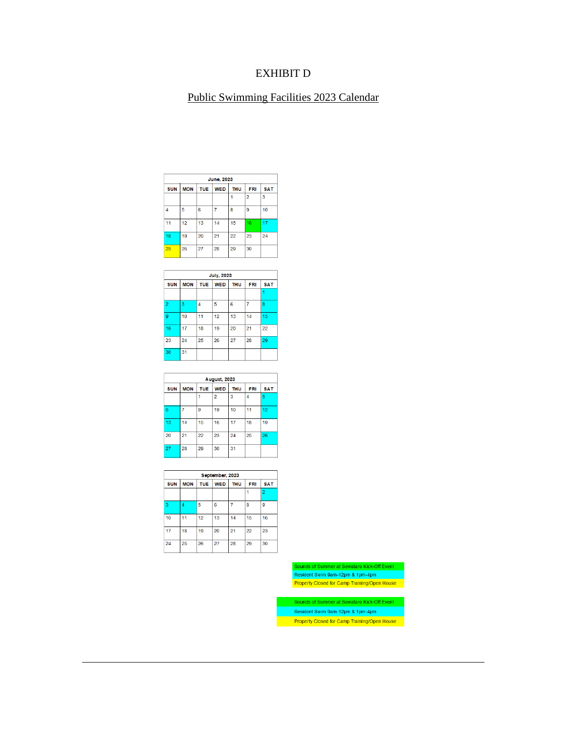# EXHIBIT D

## Public Swimming Facilities 2023 Calendar

| June, 2023 | | | | | | |
|---|---|---|---|---|---|---|
| SUN | MON | TUE | WED | THU | FRI | SAT |
| | | | | 1 | 2 | 3 |
| 4 | 5 | 6 | 7 | 8 | 9 | 10 |
| 11 | 12 | 13 | 14 | 15 | 16 | 17 |
| 18 | 19 | 20 | 21 | 22 | 23 | 24 |
| 25 | 26 | 27 | 28 | 29 | 30 | |

| July, 2023 | | | | | | |
|---|---|---|---|---|---|---|
| SUN | MON | TUE | WED | THU | FRI | SAT |
| | | | | | | 1 |
| 2 | 3 | 4 | 5 | 6 | 7 | 8 |
| 9 | 10 | 11 | 12 | 13 | 14 | 15 |
| 16 | 17 | 18 | 19 | 20 | 21 | 22 |
| 23 | 24 | 25 | 26 | 27 | 28 | 29 |
| 30 | 31 | | | | | |

| August, 2023 | | | | | | |
|---|---|---|---|---|---|---|
| SUN | MON | TUE | WED | THU | FRI | SAT |
| | | 1 | 2 | 3 | 4 | 5 |
| 6 | 7 | 9 | 19 | 10 | 11 | 12 |
| 13 | 14 | 15 | 16 | 17 | 18 | 19 |
| 20 | 21 | 22 | 23 | 24 | 25 | 26 |
| 27 | 28 | 29 | 30 | 31 | | |

| September, 2023 | | | | | | |
|---|---|---|---|---|---|---|
| SUN | MON | TUE | WED | THU | FRI | SAT |
| | | | | | 1 | 2 |
| 3 | 4 | 5 | 6 | 7 | 8 | 9 |
| 10 | 11 | 12 | 13 | 14 | 15 | 16 |
| 17 | 18 | 19 | 20 | 21 | 22 | 23 |
| 24 | 25 | 26 | 27 | 28 | 29 | 30 |

Sounds of Summer at Swatara Kick-Off Event

Resident Swim 9am-12pm & 1pm-4pm

Property Closed for Camp Training/Open House

Sounds of Summer at Swatara Kick-Off Event

Resident Swim 9am-12pm & 1pm-4pm

Property Closed for Camp Training/Open House